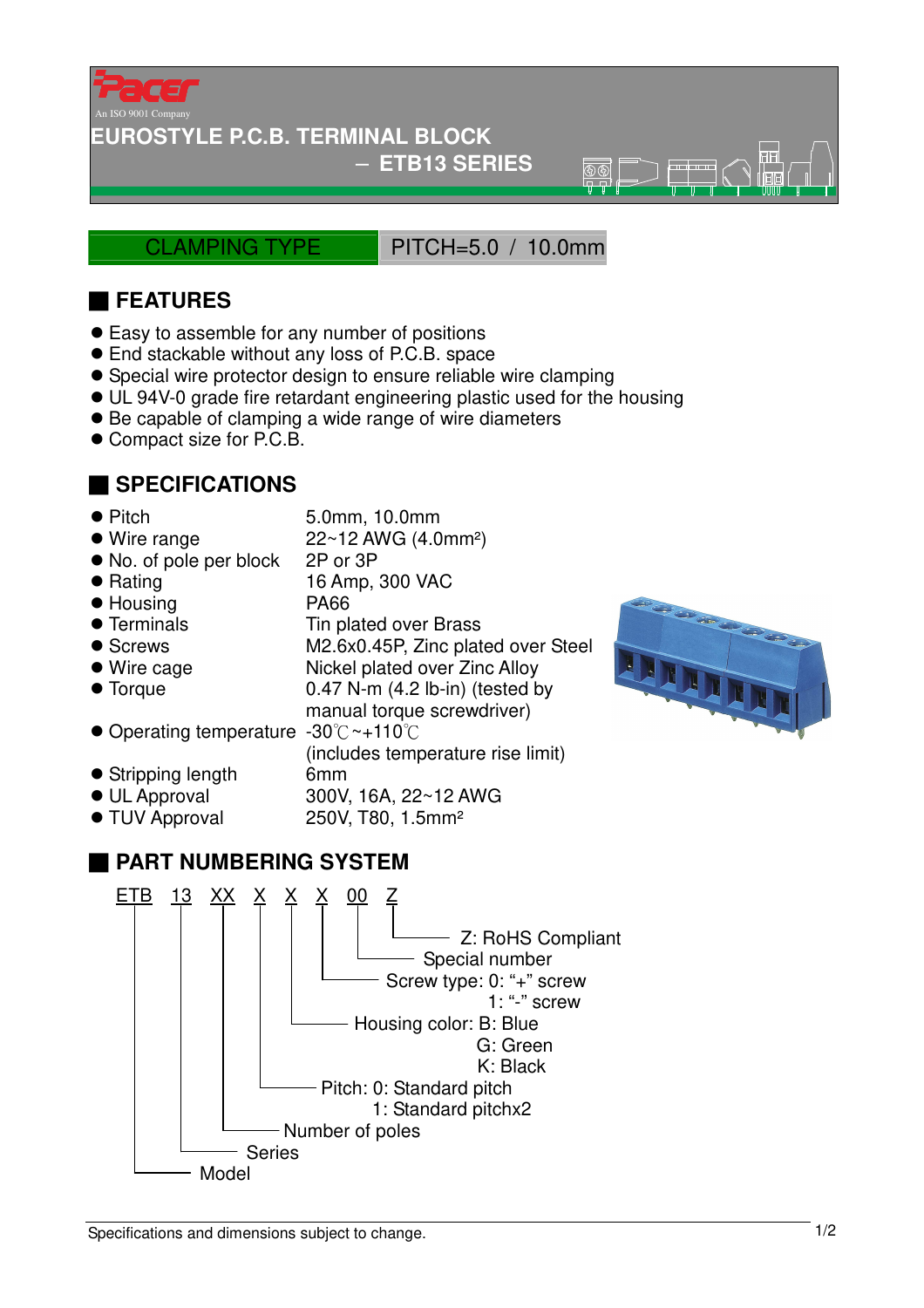Pacer

An ISO 9001 Company

# EUROSTYLE P.C.B. TERMINAL BLOCK
## – ETB13 SERIES

CLAMPING TYPE | PITCH=5.0 / 10.0mm

## FEATURES

- Easy to assemble for any number of positions
- End stackable without any loss of P.C.B. space
- Special wire protector design to ensure reliable wire clamping
- UL 94V-0 grade fire retardant engineering plastic used for the housing
- Be capable of clamping a wide range of wire diameters
- Compact size for P.C.B.

## SPECIFICATIONS

| | |
|---|---|
| Pitch | 5.0mm, 10.0mm |
| Wire range | 22~12 AWG (4.0mm²) |
| No. of pole per block | 2P or 3P |
| Rating | 16 Amp, 300 VAC |
| Housing | PA66 |
| Terminals | Tin plated over Brass |
| Screws | M2.6x0.45P, Zinc plated over Steel |
| Wire cage | Nickel plated over Zinc Alloy |
| Torque | 0.47 N-m (4.2 lb-in) (tested by manual torque screwdriver) |
| Operating temperature | -30℃~+110℃ (includes temperature rise limit) |
| Stripping length | 6mm |
| UL Approval | 300V, 16A, 22~12 AWG |
| TUV Approval | 250V, T80, 1.5mm² |

## PART NUMBERING SYSTEM

ETB 13 XX X X X 00 Z

- ETB: Model
- 13: Series
- XX: Number of poles
- X: Pitch: 0: Standard pitch; 1: Standard pitchx2
- X: Housing color: B: Blue; G: Green; K: Black
- X: Screw type: 0: "+" screw; 1: "-" screw
- 00: Special number
- Z: RoHS Compliant

Specifications and dimensions subject to change.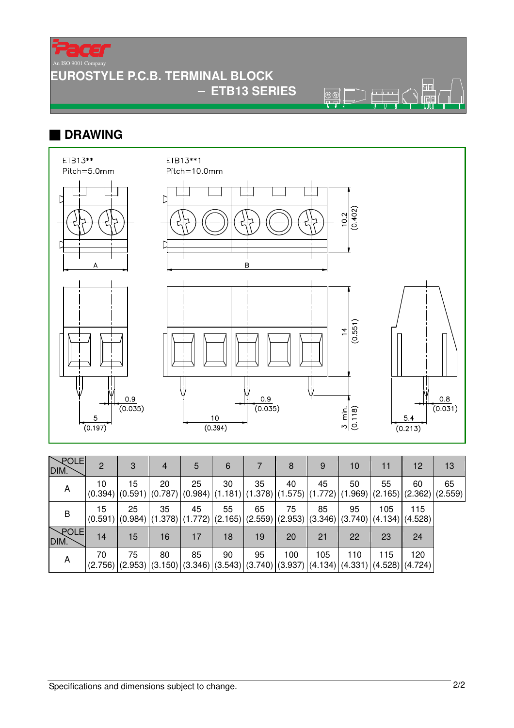# EUROSTYLE P.C.B. TERMINAL BLOCK
## – ETB13 SERIES

## DRAWING

ETB13**
Pitch=5.0mm

ETB13**1
Pitch=10.0mm

A

B

10.2
(0.402)

14
(0.551)

0.9
(0.035)

5
(0.197)

0.9
(0.035)

10
(0.394)

3 min.
(0.118)

0.8
(0.031)

5.4
(0.213)

| POLE / DIM. | 2 | 3 | 4 | 5 | 6 | 7 | 8 | 9 | 10 | 11 | 12 | 13 |
|---|---|---|---|---|---|---|---|---|---|---|---|---|
| A | 10 (0.394) | 15 (0.591) | 20 (0.787) | 25 (0.984) | 30 (1.181) | 35 (1.378) | 40 (1.575) | 45 (1.772) | 50 (1.969) | 55 (2.165) | 60 (2.362) | 65 (2.559) |
| B | 15 (0.591) | 25 (0.984) | 35 (1.378) | 45 (1.772) | 55 (2.165) | 65 (2.559) | 75 (2.953) | 85 (3.346) | 95 (3.740) | 105 (4.134) | 115 (4.528) | |
| POLE / DIM. | 14 | 15 | 16 | 17 | 18 | 19 | 20 | 21 | 22 | 23 | 24 | |
| A | 70 (2.756) | 75 (2.953) | 80 (3.150) | 85 (3.346) | 90 (3.543) | 95 (3.740) | 100 (3.937) | 105 (4.134) | 110 (4.331) | 115 (4.528) | 120 (4.724) | |

Specifications and dimensions subject to change.